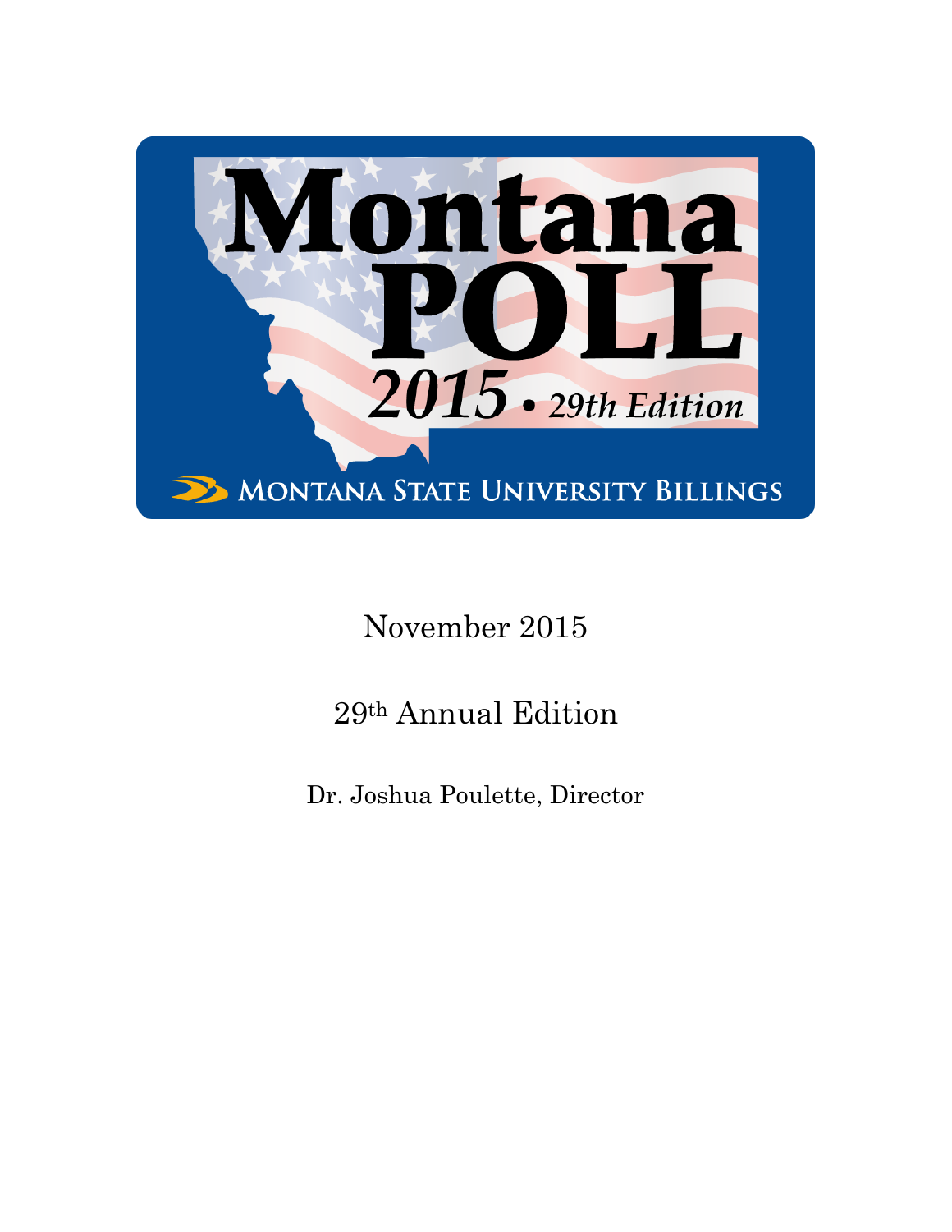# Montana POLL

2015 • 29th Edition

MONTANA STATE UNIVERSITY BILLINGS

November 2015

29th Annual Edition

Dr. Joshua Poulette, Director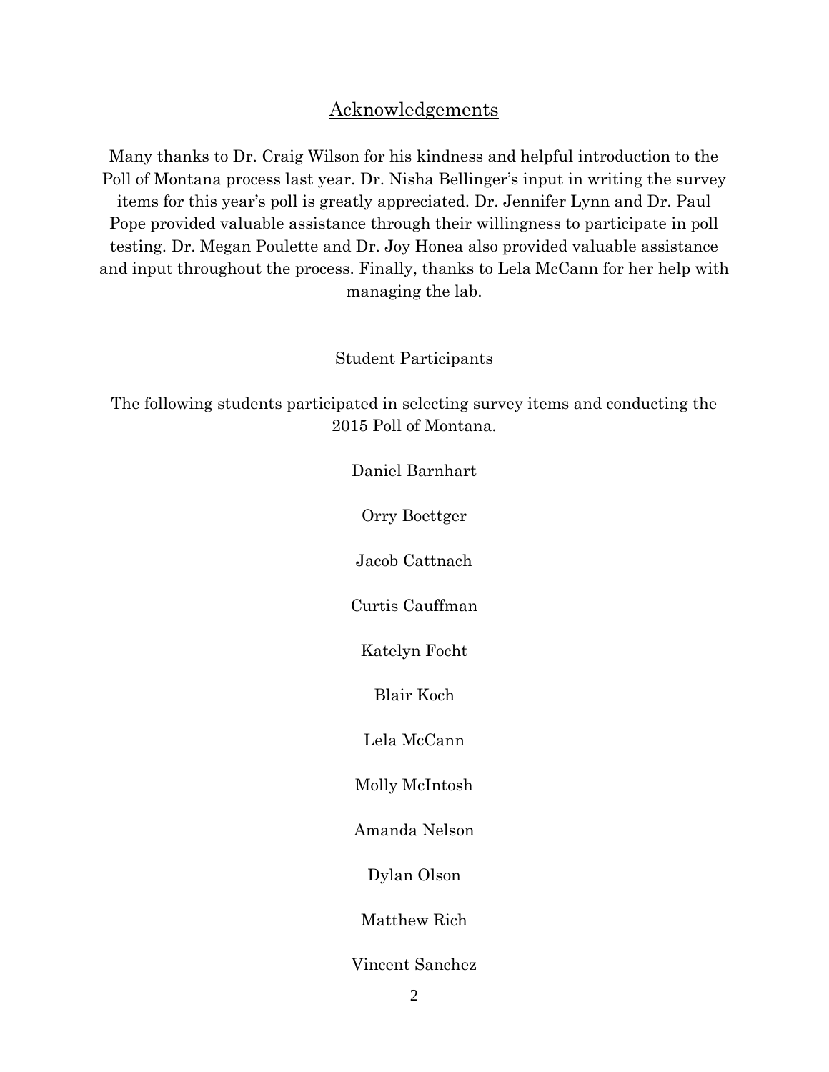## Acknowledgements

Many thanks to Dr. Craig Wilson for his kindness and helpful introduction to the Poll of Montana process last year. Dr. Nisha Bellinger's input in writing the survey items for this year's poll is greatly appreciated. Dr. Jennifer Lynn and Dr. Paul Pope provided valuable assistance through their willingness to participate in poll testing. Dr. Megan Poulette and Dr. Joy Honea also provided valuable assistance and input throughout the process. Finally, thanks to Lela McCann for her help with managing the lab.

### Student Participants

The following students participated in selecting survey items and conducting the 2015 Poll of Montana.

Daniel Barnhart

Orry Boettger

Jacob Cattnach

Curtis Cauffman

Katelyn Focht

Blair Koch

Lela McCann

Molly McIntosh

Amanda Nelson

Dylan Olson

Matthew Rich

Vincent Sanchez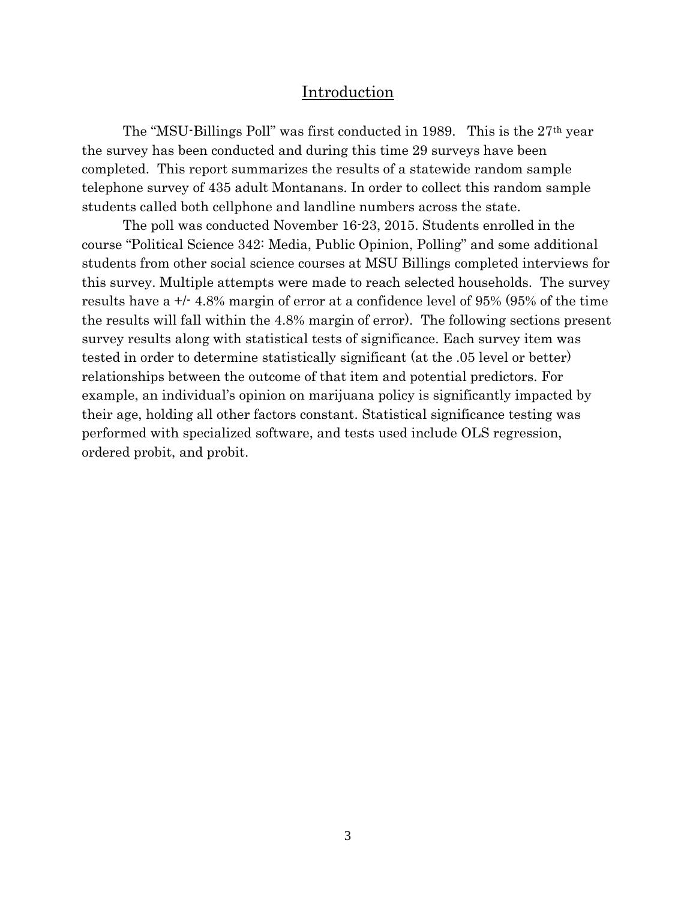# Introduction

The "MSU-Billings Poll" was first conducted in 1989. This is the 27th year the survey has been conducted and during this time 29 surveys have been completed. This report summarizes the results of a statewide random sample telephone survey of 435 adult Montanans. In order to collect this random sample students called both cellphone and landline numbers across the state.

The poll was conducted November 16-23, 2015. Students enrolled in the course "Political Science 342: Media, Public Opinion, Polling" and some additional students from other social science courses at MSU Billings completed interviews for this survey. Multiple attempts were made to reach selected households. The survey results have a +/- 4.8% margin of error at a confidence level of 95% (95% of the time the results will fall within the 4.8% margin of error). The following sections present survey results along with statistical tests of significance. Each survey item was tested in order to determine statistically significant (at the .05 level or better) relationships between the outcome of that item and potential predictors. For example, an individual's opinion on marijuana policy is significantly impacted by their age, holding all other factors constant. Statistical significance testing was performed with specialized software, and tests used include OLS regression, ordered probit, and probit.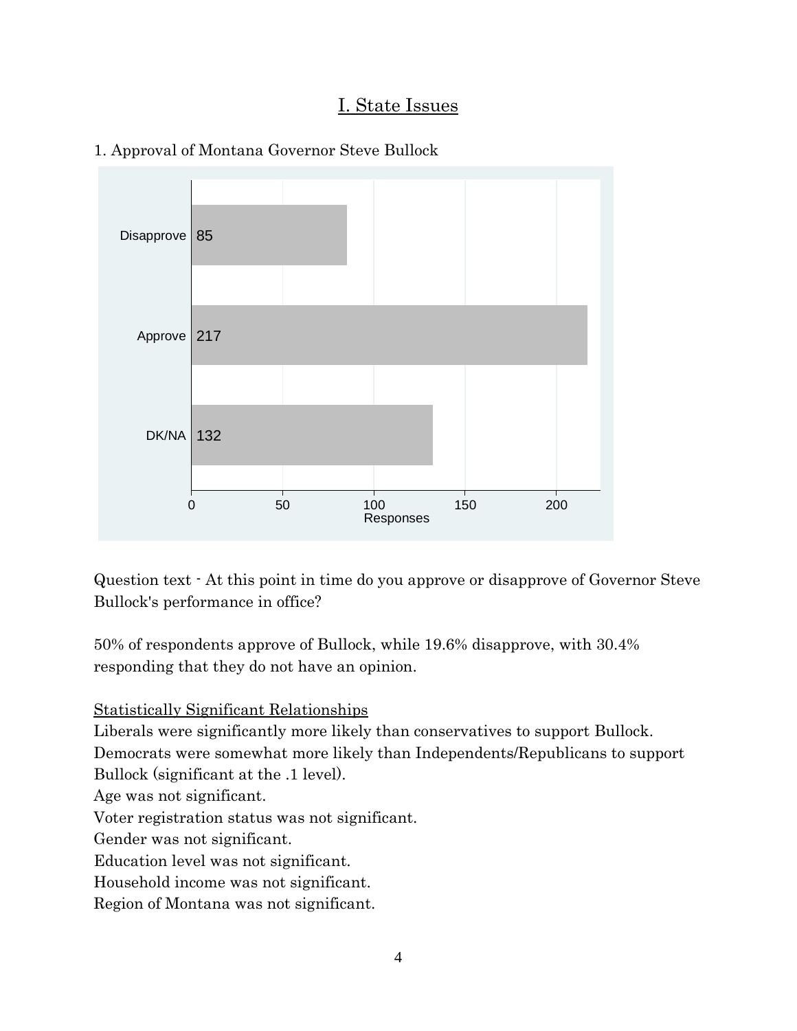# I. State Issues

1. Approval of Montana Governor Steve Bullock

| Response | Responses |
| --- | --- |
| Disapprove | 85 |
| Approve | 217 |
| DK/NA | 132 |

Question text - At this point in time do you approve or disapprove of Governor Steve Bullock's performance in office?

50% of respondents approve of Bullock, while 19.6% disapprove, with 30.4% responding that they do not have an opinion.

Statistically Significant Relationships

Liberals were significantly more likely than conservatives to support Bullock.
Democrats were somewhat more likely than Independents/Republicans to support Bullock (significant at the .1 level).
Age was not significant.
Voter registration status was not significant.
Gender was not significant.
Education level was not significant.
Household income was not significant.
Region of Montana was not significant.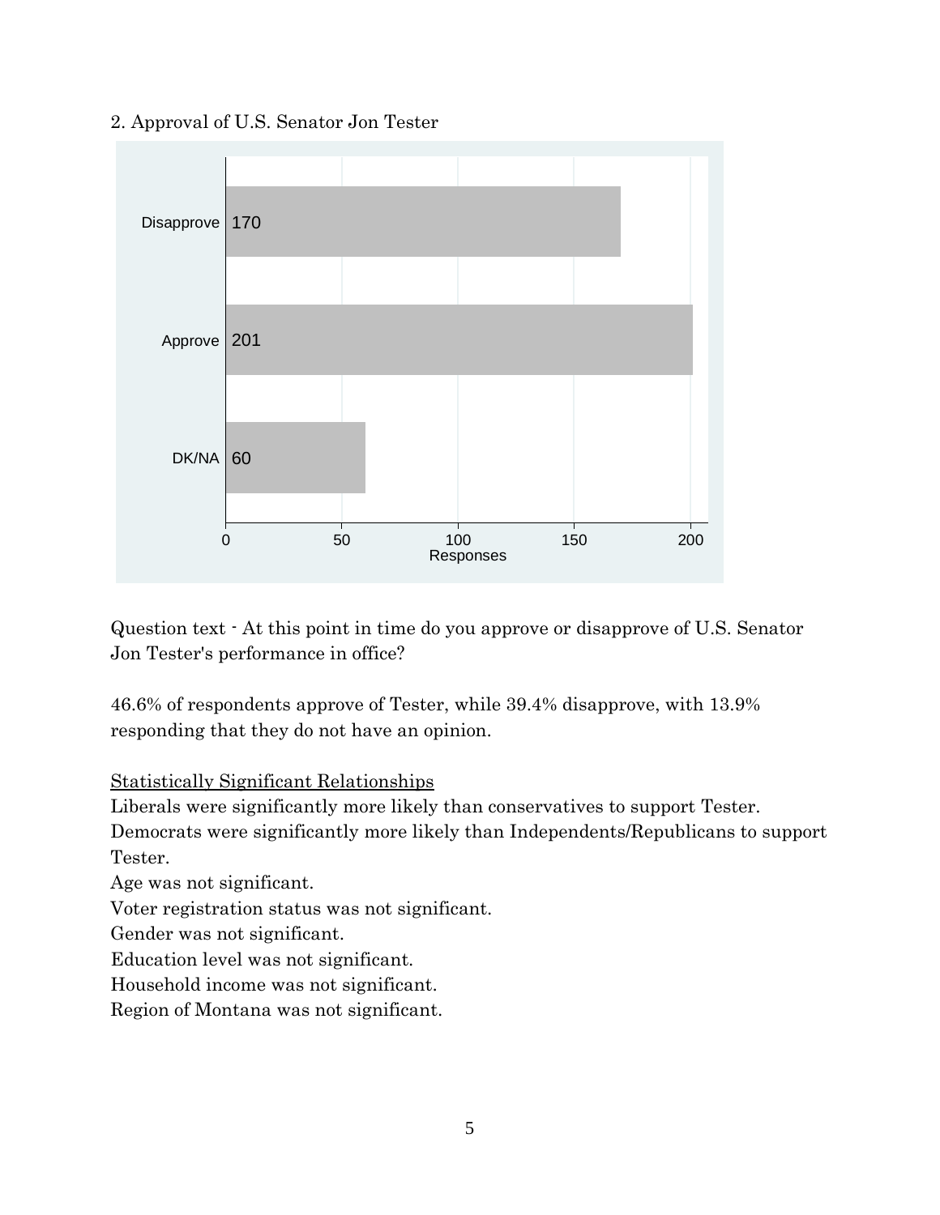2. Approval of U.S. Senator Jon Tester

| Response | Responses |
| --- | --- |
| Disapprove | 170 |
| Approve | 201 |
| DK/NA | 60 |

Question text - At this point in time do you approve or disapprove of U.S. Senator Jon Tester's performance in office?

46.6% of respondents approve of Tester, while 39.4% disapprove, with 13.9% responding that they do not have an opinion.

Statistically Significant Relationships

Liberals were significantly more likely than conservatives to support Tester.

Democrats were significantly more likely than Independents/Republicans to support Tester.

Age was not significant.

Voter registration status was not significant.

Gender was not significant.

Education level was not significant.

Household income was not significant.

Region of Montana was not significant.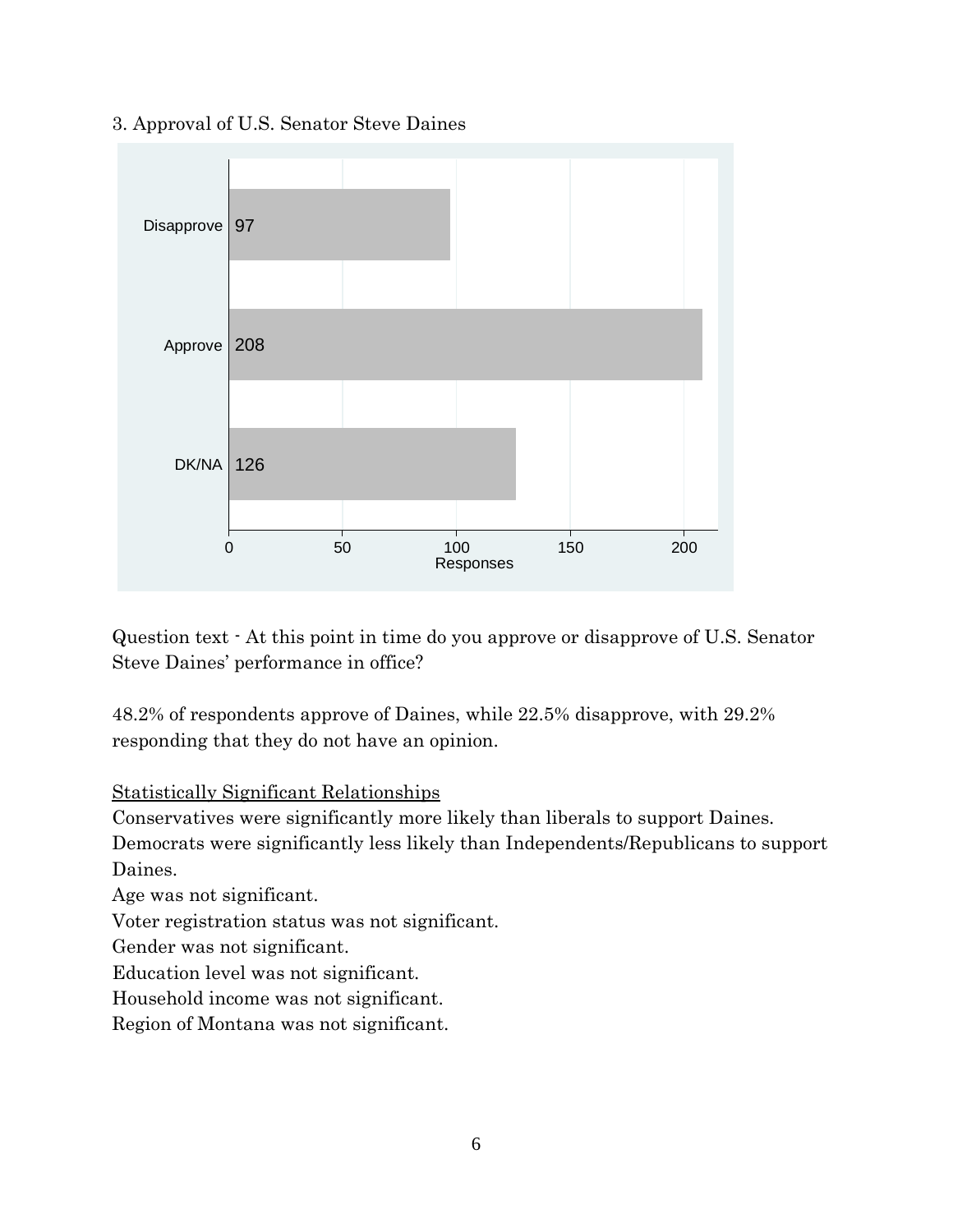3. Approval of U.S. Senator Steve Daines

| Response | Responses |
| --- | --- |
| Disapprove | 97 |
| Approve | 208 |
| DK/NA | 126 |

Question text - At this point in time do you approve or disapprove of U.S. Senator Steve Daines' performance in office?

48.2% of respondents approve of Daines, while 22.5% disapprove, with 29.2% responding that they do not have an opinion.

<u>Statistically Significant Relationships</u>

Conservatives were significantly more likely than liberals to support Daines.
Democrats were significantly less likely than Independents/Republicans to support Daines.
Age was not significant.
Voter registration status was not significant.
Gender was not significant.
Education level was not significant.
Household income was not significant.
Region of Montana was not significant.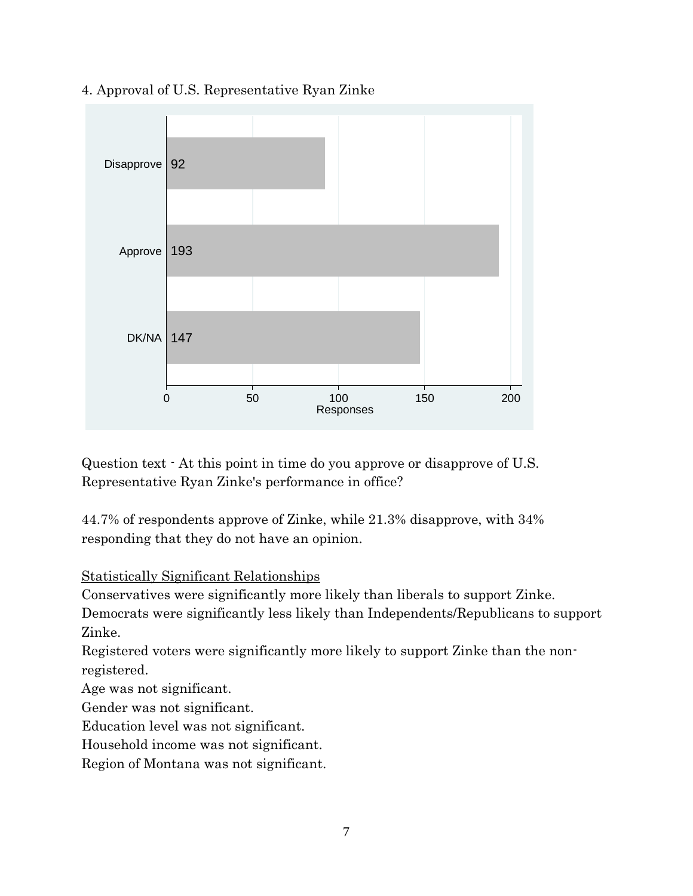4. Approval of U.S. Representative Ryan Zinke

| Response | Responses |
|---|---|
| Disapprove | 92 |
| Approve | 193 |
| DK/NA | 147 |

Question text - At this point in time do you approve or disapprove of U.S. Representative Ryan Zinke's performance in office?

44.7% of respondents approve of Zinke, while 21.3% disapprove, with 34% responding that they do not have an opinion.

Statistically Significant Relationships

Conservatives were significantly more likely than liberals to support Zinke.
Democrats were significantly less likely than Independents/Republicans to support Zinke.
Registered voters were significantly more likely to support Zinke than the non-registered.
Age was not significant.
Gender was not significant.
Education level was not significant.
Household income was not significant.
Region of Montana was not significant.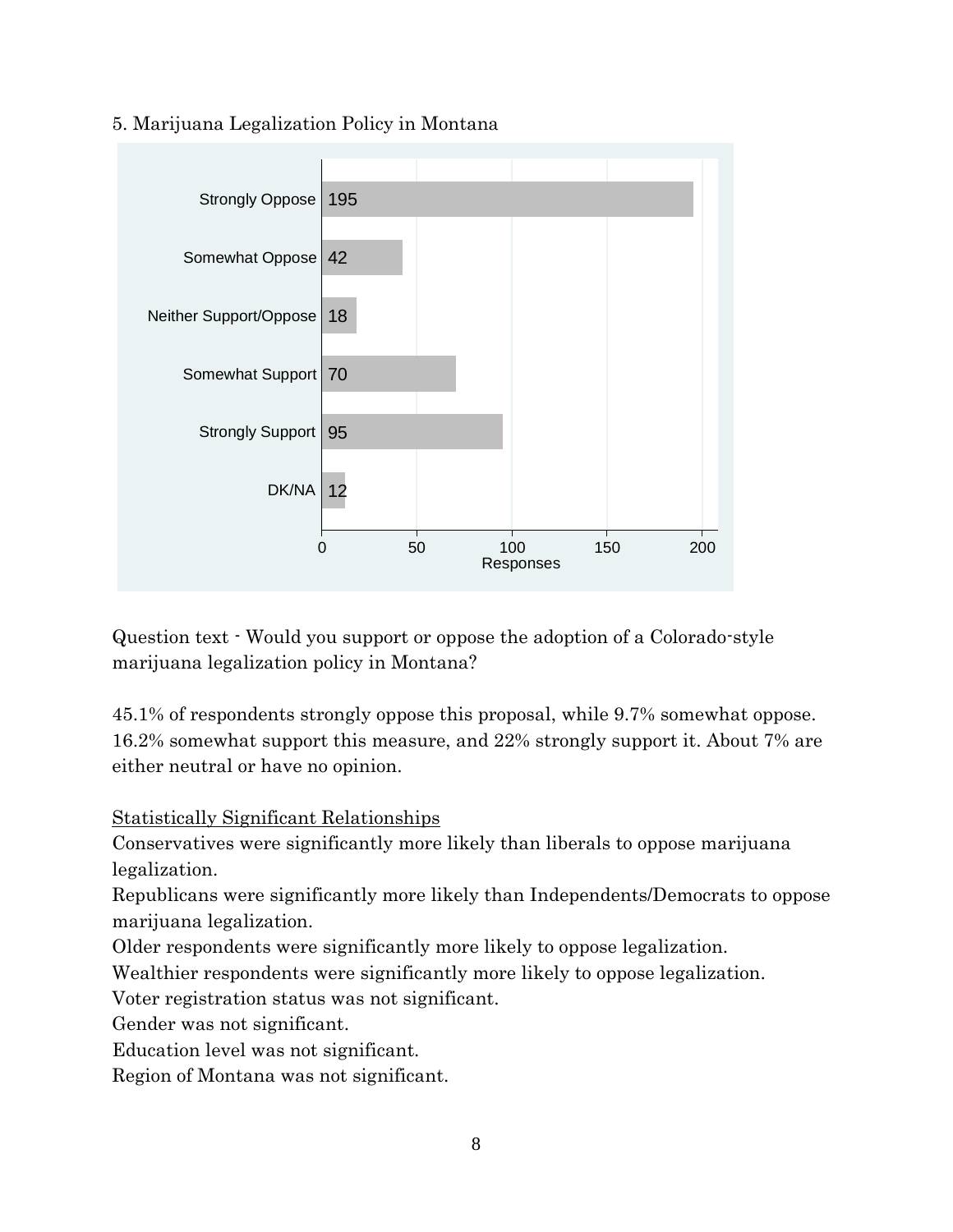5. Marijuana Legalization Policy in Montana

| Response | Responses |
|---|---|
| Strongly Oppose | 195 |
| Somewhat Oppose | 42 |
| Neither Support/Oppose | 18 |
| Somewhat Support | 70 |
| Strongly Support | 95 |
| DK/NA | 12 |

Question text - Would you support or oppose the adoption of a Colorado-style marijuana legalization policy in Montana?

45.1% of respondents strongly oppose this proposal, while 9.7% somewhat oppose. 16.2% somewhat support this measure, and 22% strongly support it. About 7% are either neutral or have no opinion.

<u>Statistically Significant Relationships</u>

Conservatives were significantly more likely than liberals to oppose marijuana legalization.

Republicans were significantly more likely than Independents/Democrats to oppose marijuana legalization.

Older respondents were significantly more likely to oppose legalization.

Wealthier respondents were significantly more likely to oppose legalization.

Voter registration status was not significant.

Gender was not significant.

Education level was not significant.

Region of Montana was not significant.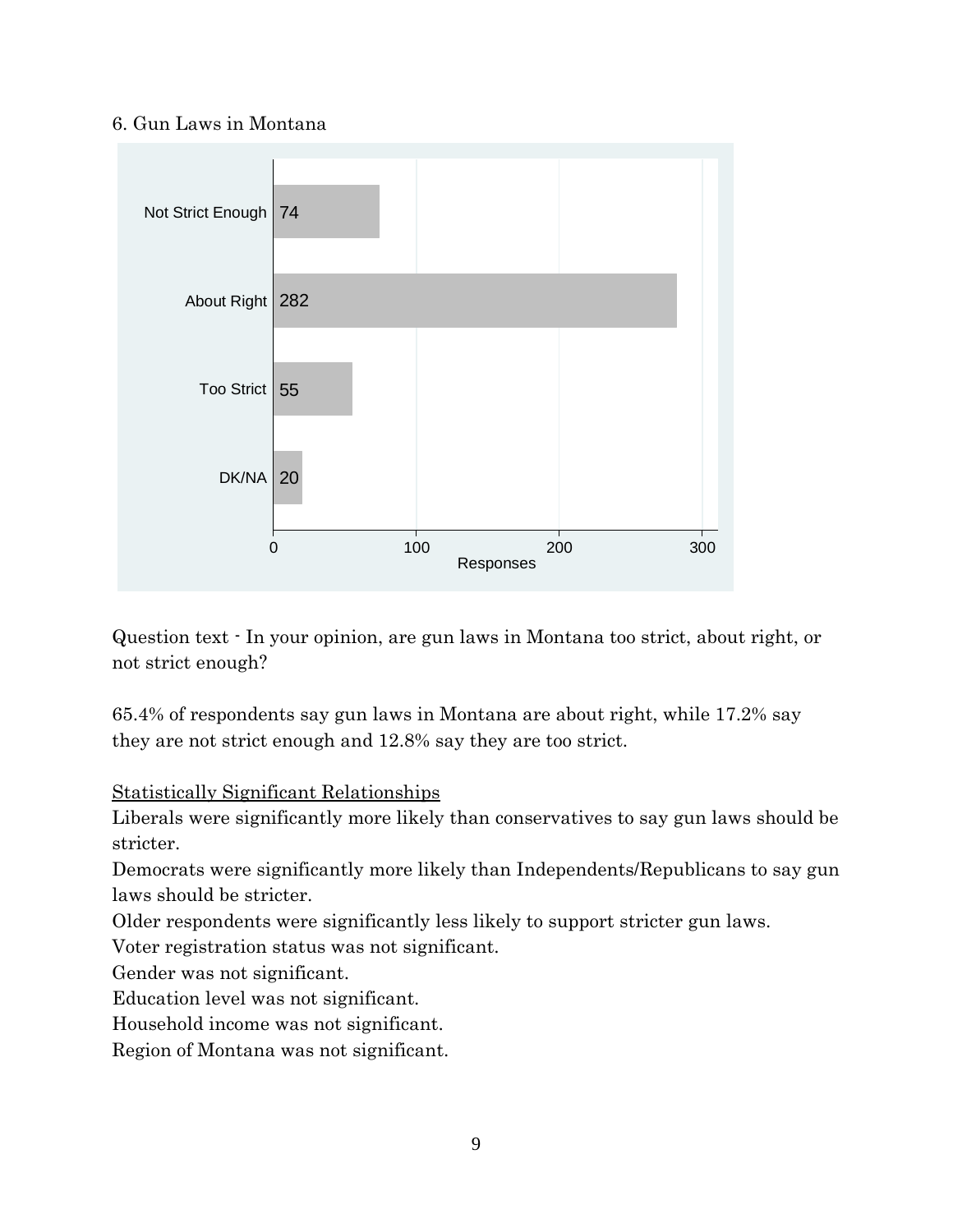6. Gun Laws in Montana

| Response | Responses |
| --- | --- |
| Not Strict Enough | 74 |
| About Right | 282 |
| Too Strict | 55 |
| DK/NA | 20 |

Question text - In your opinion, are gun laws in Montana too strict, about right, or not strict enough?

65.4% of respondents say gun laws in Montana are about right, while 17.2% say they are not strict enough and 12.8% say they are too strict.

<u>Statistically Significant Relationships</u>

Liberals were significantly more likely than conservatives to say gun laws should be stricter.

Democrats were significantly more likely than Independents/Republicans to say gun laws should be stricter.

Older respondents were significantly less likely to support stricter gun laws.

Voter registration status was not significant.

Gender was not significant.

Education level was not significant.

Household income was not significant.

Region of Montana was not significant.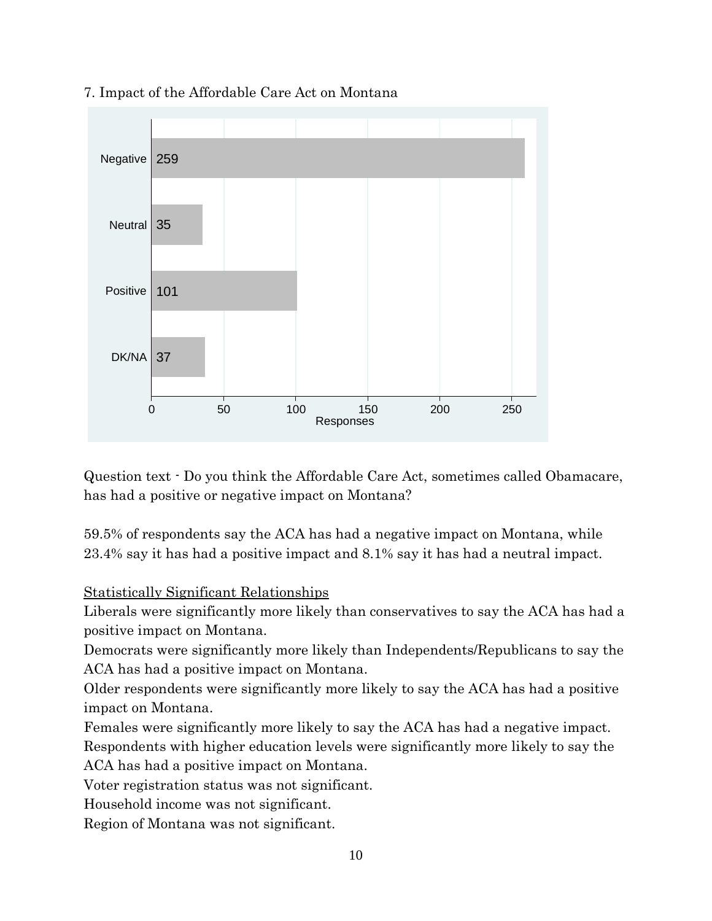7. Impact of the Affordable Care Act on Montana

| Response | Responses |
|---|---|
| Negative | 259 |
| Neutral | 35 |
| Positive | 101 |
| DK/NA | 37 |

Question text - Do you think the Affordable Care Act, sometimes called Obamacare, has had a positive or negative impact on Montana?

59.5% of respondents say the ACA has had a negative impact on Montana, while 23.4% say it has had a positive impact and 8.1% say it has had a neutral impact.

<u>Statistically Significant Relationships</u>

Liberals were significantly more likely than conservatives to say the ACA has had a positive impact on Montana.

Democrats were significantly more likely than Independents/Republicans to say the ACA has had a positive impact on Montana.

Older respondents were significantly more likely to say the ACA has had a positive impact on Montana.

Females were significantly more likely to say the ACA has had a negative impact.

Respondents with higher education levels were significantly more likely to say the ACA has had a positive impact on Montana.

Voter registration status was not significant.

Household income was not significant.

Region of Montana was not significant.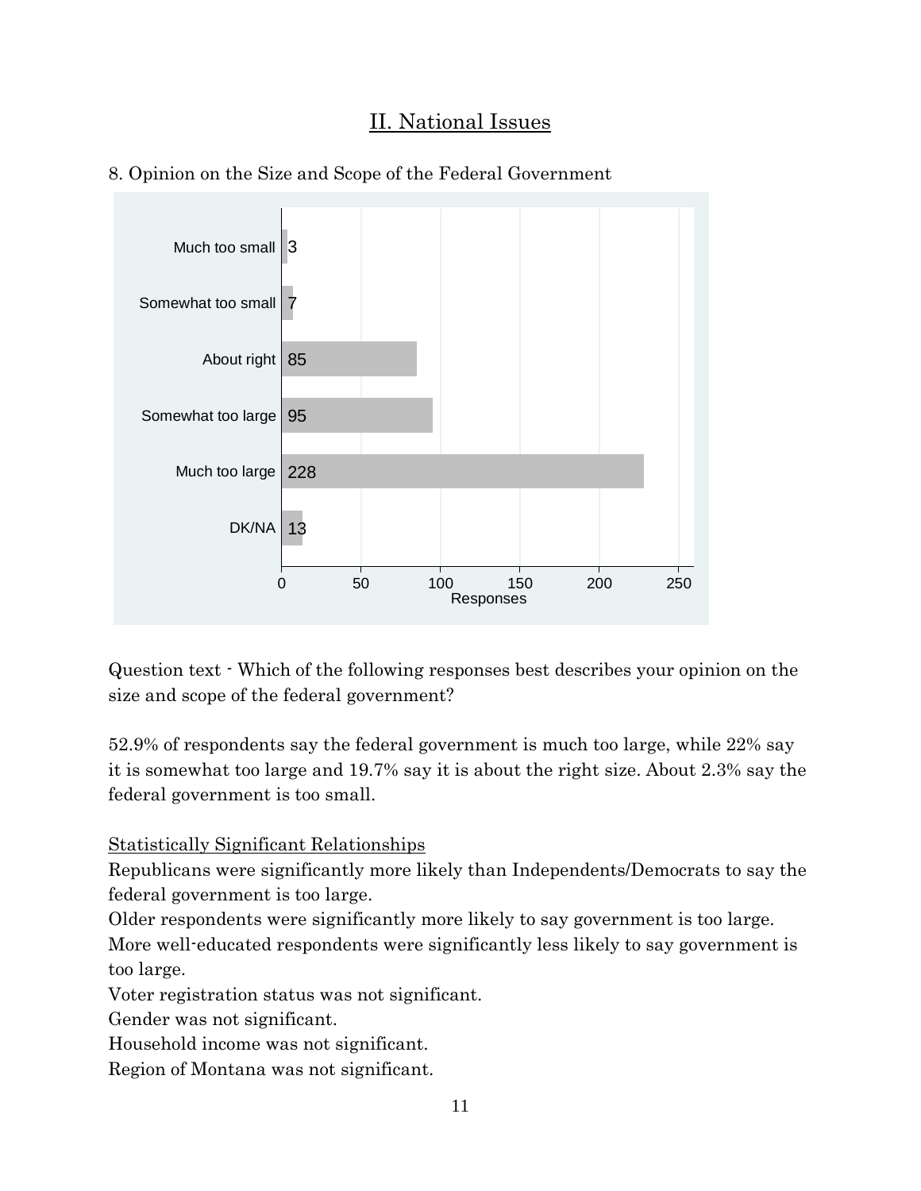## II. National Issues

8. Opinion on the Size and Scope of the Federal Government

| Response | Responses |
|---|---|
| Much too small | 3 |
| Somewhat too small | 7 |
| About right | 85 |
| Somewhat too large | 95 |
| Much too large | 228 |
| DK/NA | 13 |

Question text - Which of the following responses best describes your opinion on the size and scope of the federal government?

52.9% of respondents say the federal government is much too large, while 22% say it is somewhat too large and 19.7% say it is about the right size. About 2.3% say the federal government is too small.

Statistically Significant Relationships

Republicans were significantly more likely than Independents/Democrats to say the federal government is too large.
Older respondents were significantly more likely to say government is too large.
More well-educated respondents were significantly less likely to say government is too large.
Voter registration status was not significant.
Gender was not significant.
Household income was not significant.
Region of Montana was not significant.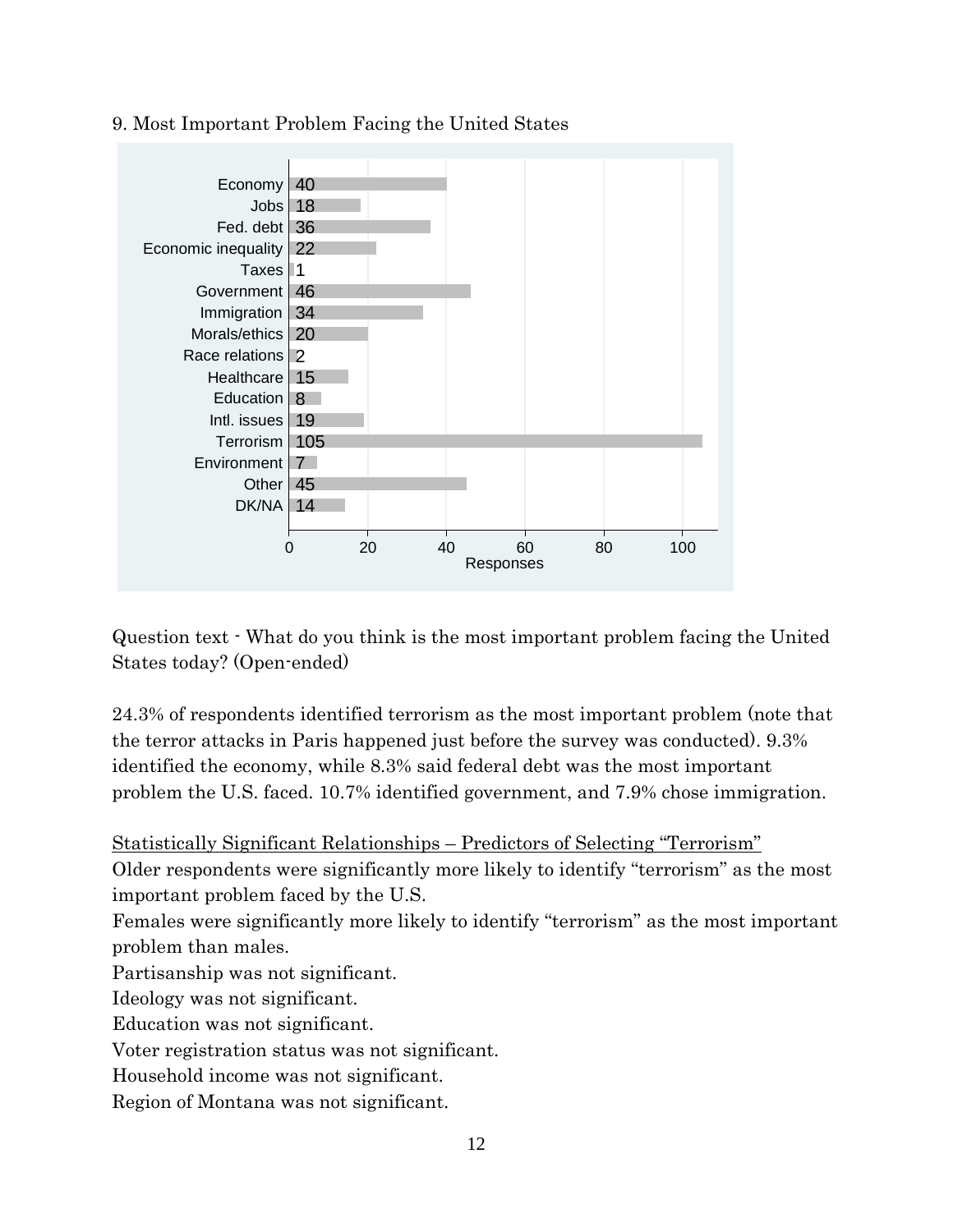9. Most Important Problem Facing the United States

| Response | Count |
| --- | --- |
| Economy | 40 |
| Jobs | 18 |
| Fed. debt | 36 |
| Economic inequality | 22 |
| Taxes | 1 |
| Government | 46 |
| Immigration | 34 |
| Morals/ethics | 20 |
| Race relations | 2 |
| Healthcare | 15 |
| Education | 8 |
| Intl. issues | 19 |
| Terrorism | 105 |
| Environment | 7 |
| Other | 45 |
| DK/NA | 14 |

Question text - What do you think is the most important problem facing the United States today? (Open-ended)

24.3% of respondents identified terrorism as the most important problem (note that the terror attacks in Paris happened just before the survey was conducted). 9.3% identified the economy, while 8.3% said federal debt was the most important problem the U.S. faced. 10.7% identified government, and 7.9% chose immigration.

<u>Statistically Significant Relationships – Predictors of Selecting "Terrorism"</u>

Older respondents were significantly more likely to identify "terrorism" as the most important problem faced by the U.S.
Females were significantly more likely to identify "terrorism" as the most important problem than males.
Partisanship was not significant.
Ideology was not significant.
Education was not significant.
Voter registration status was not significant.
Household income was not significant.
Region of Montana was not significant.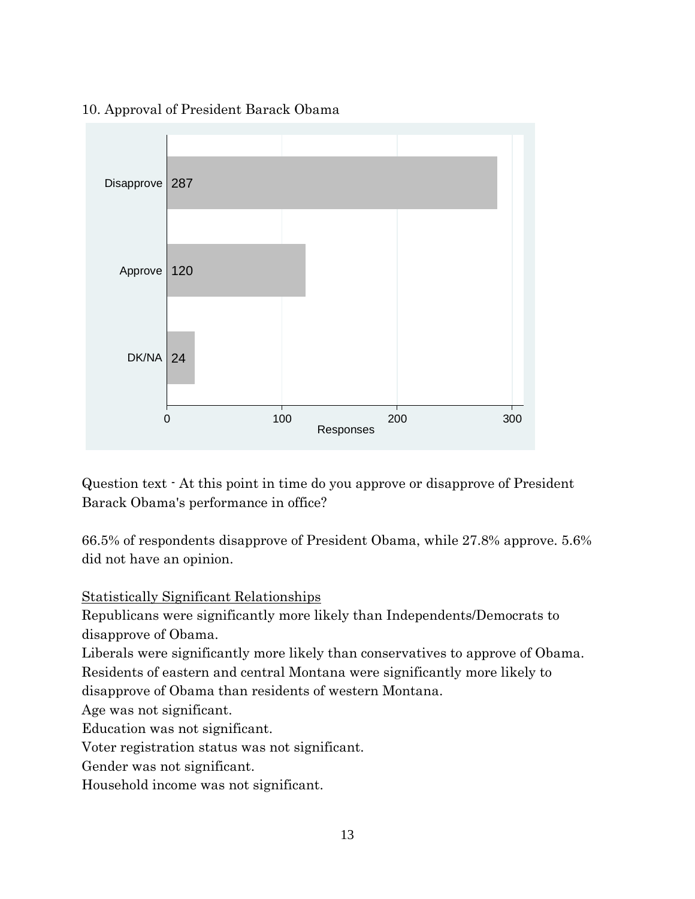10. Approval of President Barack Obama

| Response | Count |
| --- | --- |
| Disapprove | 287 |
| Approve | 120 |
| DK/NA | 24 |

Question text - At this point in time do you approve or disapprove of President Barack Obama's performance in office?

66.5% of respondents disapprove of President Obama, while 27.8% approve. 5.6% did not have an opinion.

<u>Statistically Significant Relationships</u>

Republicans were significantly more likely than Independents/Democrats to disapprove of Obama.
Liberals were significantly more likely than conservatives to approve of Obama.
Residents of eastern and central Montana were significantly more likely to disapprove of Obama than residents of western Montana.
Age was not significant.
Education was not significant.
Voter registration status was not significant.
Gender was not significant.
Household income was not significant.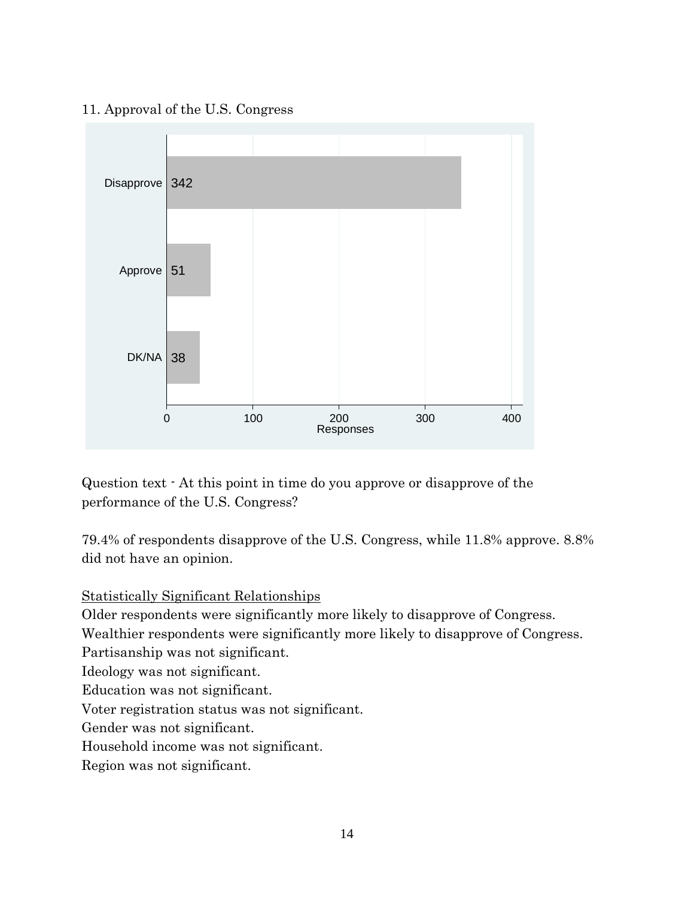11. Approval of the U.S. Congress

| Response | Responses |
|---|---|
| Disapprove | 342 |
| Approve | 51 |
| DK/NA | 38 |

Question text - At this point in time do you approve or disapprove of the performance of the U.S. Congress?

79.4% of respondents disapprove of the U.S. Congress, while 11.8% approve. 8.8% did not have an opinion.

Statistically Significant Relationships

Older respondents were significantly more likely to disapprove of Congress.
Wealthier respondents were significantly more likely to disapprove of Congress.
Partisanship was not significant.
Ideology was not significant.
Education was not significant.
Voter registration status was not significant.
Gender was not significant.
Household income was not significant.
Region was not significant.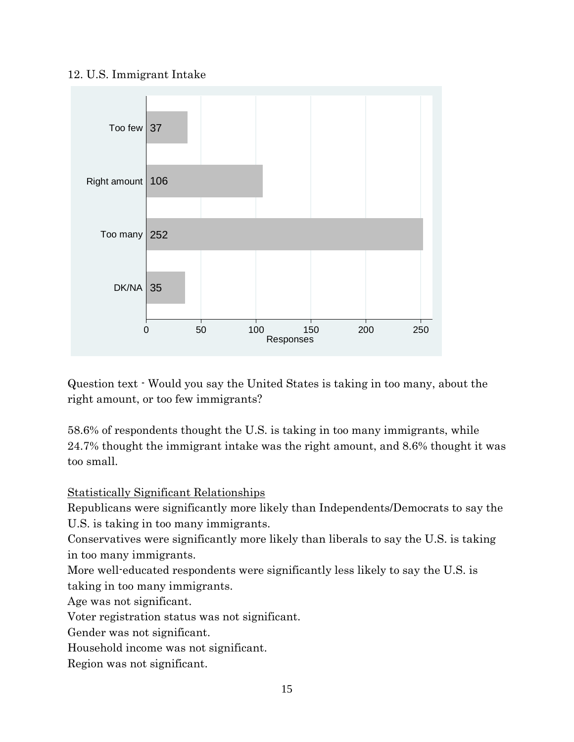12. U.S. Immigrant Intake

| Response | Responses |
|---|---|
| Too few | 37 |
| Right amount | 106 |
| Too many | 252 |
| DK/NA | 35 |

Question text - Would you say the United States is taking in too many, about the right amount, or too few immigrants?

58.6% of respondents thought the U.S. is taking in too many immigrants, while 24.7% thought the immigrant intake was the right amount, and 8.6% thought it was too small.

<u>Statistically Significant Relationships</u>

Republicans were significantly more likely than Independents/Democrats to say the U.S. is taking in too many immigrants.

Conservatives were significantly more likely than liberals to say the U.S. is taking in too many immigrants.

More well-educated respondents were significantly less likely to say the U.S. is taking in too many immigrants.

Age was not significant.

Voter registration status was not significant.

Gender was not significant.

Household income was not significant.

Region was not significant.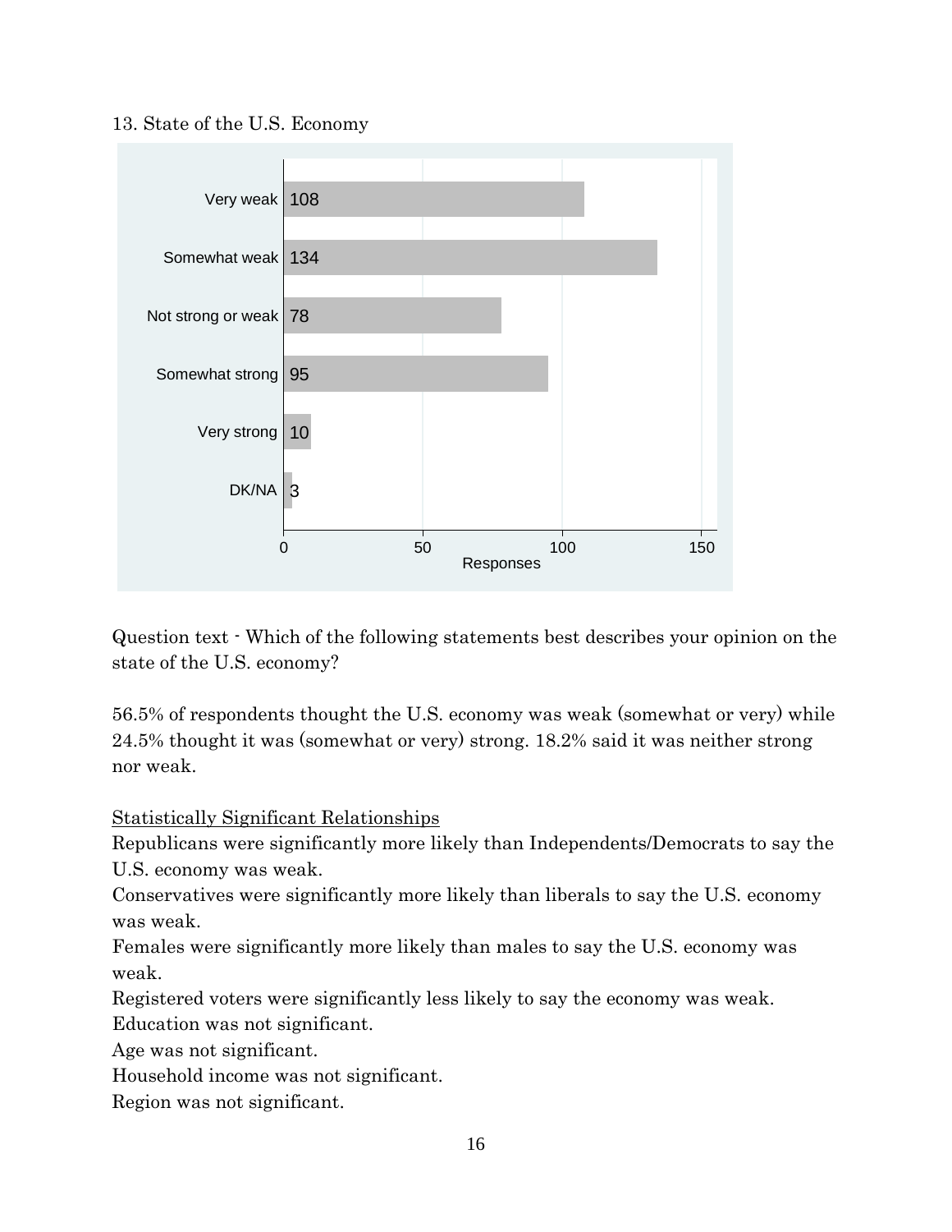13. State of the U.S. Economy

| Response | Responses |
|---|---|
| Very weak | 108 |
| Somewhat weak | 134 |
| Not strong or weak | 78 |
| Somewhat strong | 95 |
| Very strong | 10 |
| DK/NA | 3 |

Question text - Which of the following statements best describes your opinion on the state of the U.S. economy?

56.5% of respondents thought the U.S. economy was weak (somewhat or very) while 24.5% thought it was (somewhat or very) strong. 18.2% said it was neither strong nor weak.

Statistically Significant Relationships

Republicans were significantly more likely than Independents/Democrats to say the U.S. economy was weak.

Conservatives were significantly more likely than liberals to say the U.S. economy was weak.

Females were significantly more likely than males to say the U.S. economy was weak.

Registered voters were significantly less likely to say the economy was weak.

Education was not significant.

Age was not significant.

Household income was not significant.

Region was not significant.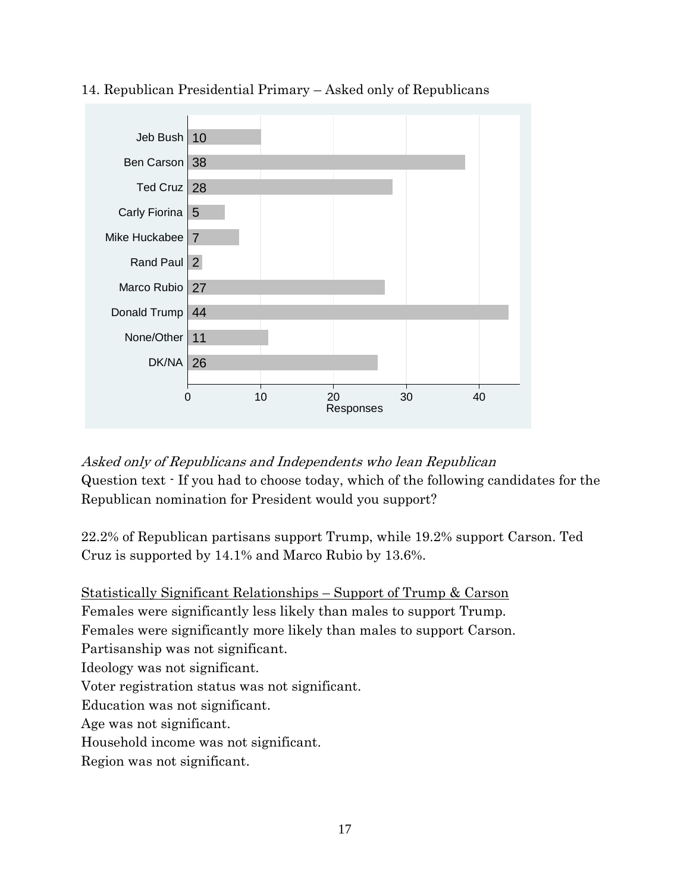14. Republican Presidential Primary – Asked only of Republicans

| Candidate | Responses |
|---|---|
| Jeb Bush | 10 |
| Ben Carson | 38 |
| Ted Cruz | 28 |
| Carly Fiorina | 5 |
| Mike Huckabee | 7 |
| Rand Paul | 2 |
| Marco Rubio | 27 |
| Donald Trump | 44 |
| None/Other | 11 |
| DK/NA | 26 |

*Asked only of Republicans and Independents who lean Republican*

Question text - If you had to choose today, which of the following candidates for the Republican nomination for President would you support?

22.2% of Republican partisans support Trump, while 19.2% support Carson. Ted Cruz is supported by 14.1% and Marco Rubio by 13.6%.

<u>Statistically Significant Relationships – Support of Trump & Carson</u>

Females were significantly less likely than males to support Trump.
Females were significantly more likely than males to support Carson.
Partisanship was not significant.
Ideology was not significant.
Voter registration status was not significant.
Education was not significant.
Age was not significant.
Household income was not significant.
Region was not significant.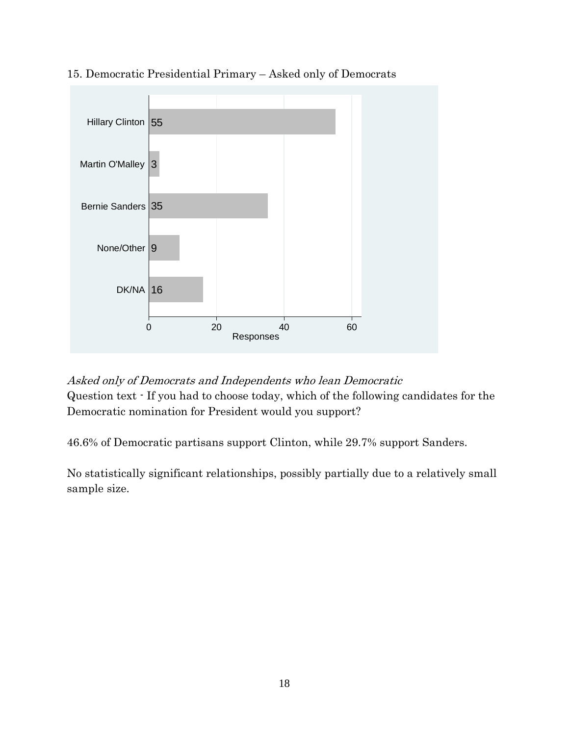15. Democratic Presidential Primary – Asked only of Democrats

| Candidate | Responses |
| --- | --- |
| Hillary Clinton | 55 |
| Martin O'Malley | 3 |
| Bernie Sanders | 35 |
| None/Other | 9 |
| DK/NA | 16 |

*Asked only of Democrats and Independents who lean Democratic*
Question text - If you had to choose today, which of the following candidates for the Democratic nomination for President would you support?

46.6% of Democratic partisans support Clinton, while 29.7% support Sanders.

No statistically significant relationships, possibly partially due to a relatively small sample size.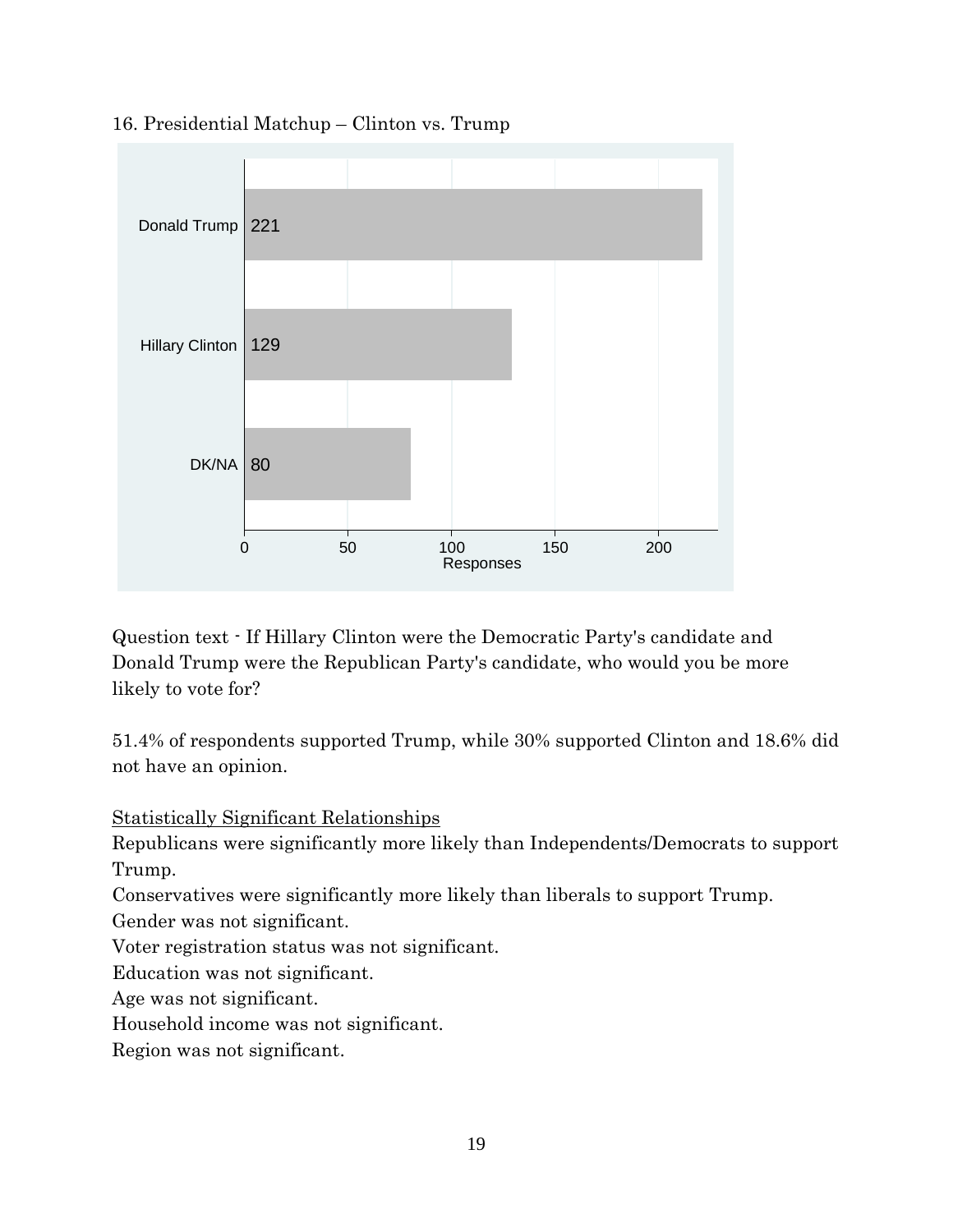16. Presidential Matchup – Clinton vs. Trump

| | Responses |
|---|---|
| Donald Trump | 221 |
| Hillary Clinton | 129 |
| DK/NA | 80 |

Question text - If Hillary Clinton were the Democratic Party's candidate and Donald Trump were the Republican Party's candidate, who would you be more likely to vote for?

51.4% of respondents supported Trump, while 30% supported Clinton and 18.6% did not have an opinion.

Statistically Significant Relationships

Republicans were significantly more likely than Independents/Democrats to support Trump.

Conservatives were significantly more likely than liberals to support Trump.

Gender was not significant.

Voter registration status was not significant.

Education was not significant.

Age was not significant.

Household income was not significant.

Region was not significant.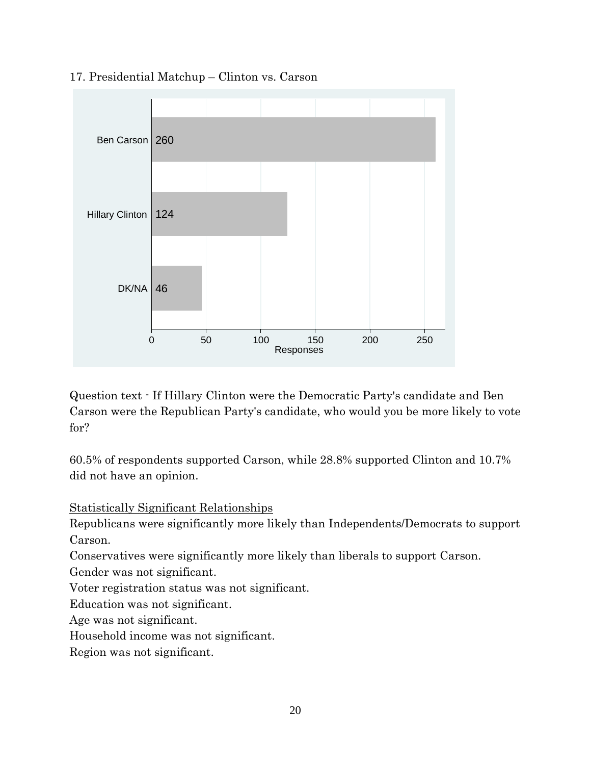17. Presidential Matchup – Clinton vs. Carson

| Response | Responses |
| --- | --- |
| Ben Carson | 260 |
| Hillary Clinton | 124 |
| DK/NA | 46 |

Question text - If Hillary Clinton were the Democratic Party's candidate and Ben Carson were the Republican Party's candidate, who would you be more likely to vote for?

60.5% of respondents supported Carson, while 28.8% supported Clinton and 10.7% did not have an opinion.

<u>Statistically Significant Relationships</u>

Republicans were significantly more likely than Independents/Democrats to support Carson.

Conservatives were significantly more likely than liberals to support Carson.

Gender was not significant.

Voter registration status was not significant.

Education was not significant.

Age was not significant.

Household income was not significant.

Region was not significant.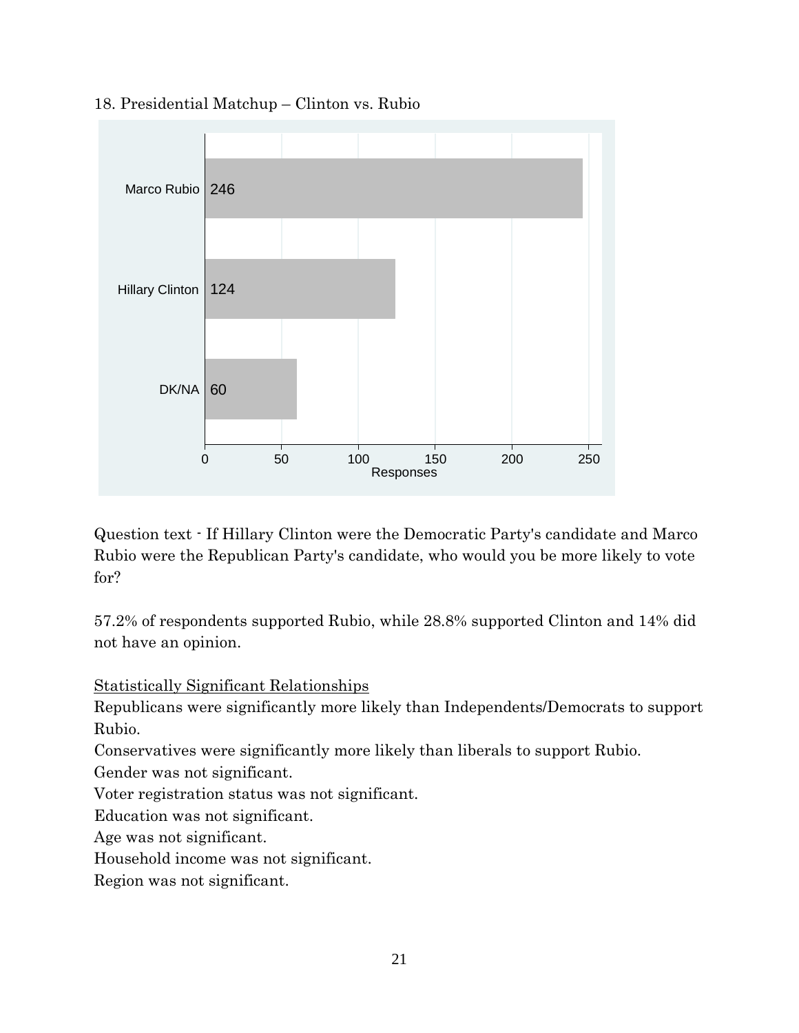18. Presidential Matchup – Clinton vs. Rubio

| | Responses |
|---|---|
| Marco Rubio | 246 |
| Hillary Clinton | 124 |
| DK/NA | 60 |

Question text - If Hillary Clinton were the Democratic Party's candidate and Marco Rubio were the Republican Party's candidate, who would you be more likely to vote for?

57.2% of respondents supported Rubio, while 28.8% supported Clinton and 14% did not have an opinion.

Statistically Significant Relationships

Republicans were significantly more likely than Independents/Democrats to support Rubio.

Conservatives were significantly more likely than liberals to support Rubio.

Gender was not significant.

Voter registration status was not significant.

Education was not significant.

Age was not significant.

Household income was not significant.

Region was not significant.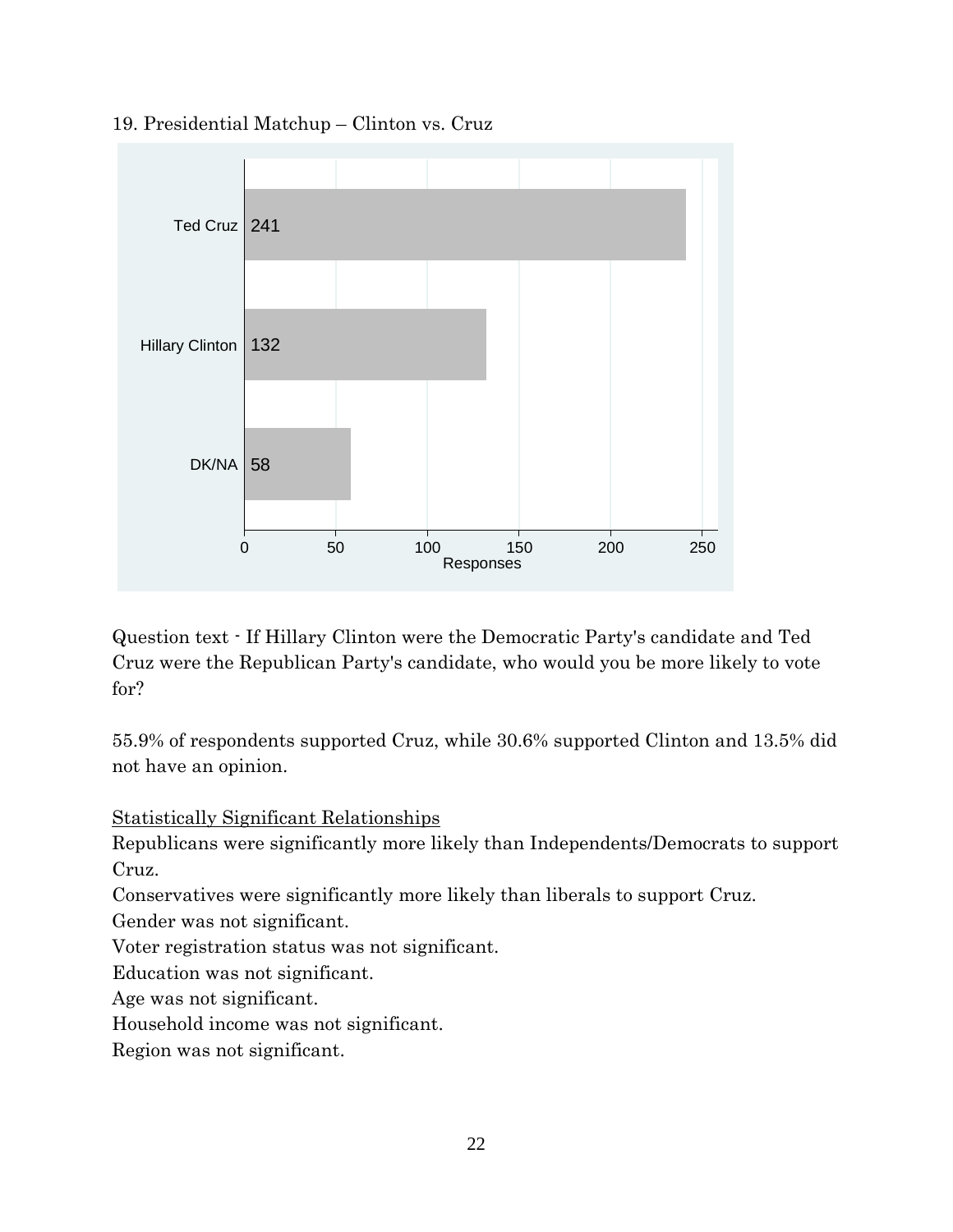19. Presidential Matchup – Clinton vs. Cruz

| Response | Responses |
|---|---|
| Ted Cruz | 241 |
| Hillary Clinton | 132 |
| DK/NA | 58 |

Question text - If Hillary Clinton were the Democratic Party's candidate and Ted Cruz were the Republican Party's candidate, who would you be more likely to vote for?

55.9% of respondents supported Cruz, while 30.6% supported Clinton and 13.5% did not have an opinion.

Statistically Significant Relationships

Republicans were significantly more likely than Independents/Democrats to support Cruz.

Conservatives were significantly more likely than liberals to support Cruz.

Gender was not significant.

Voter registration status was not significant.

Education was not significant.

Age was not significant.

Household income was not significant.

Region was not significant.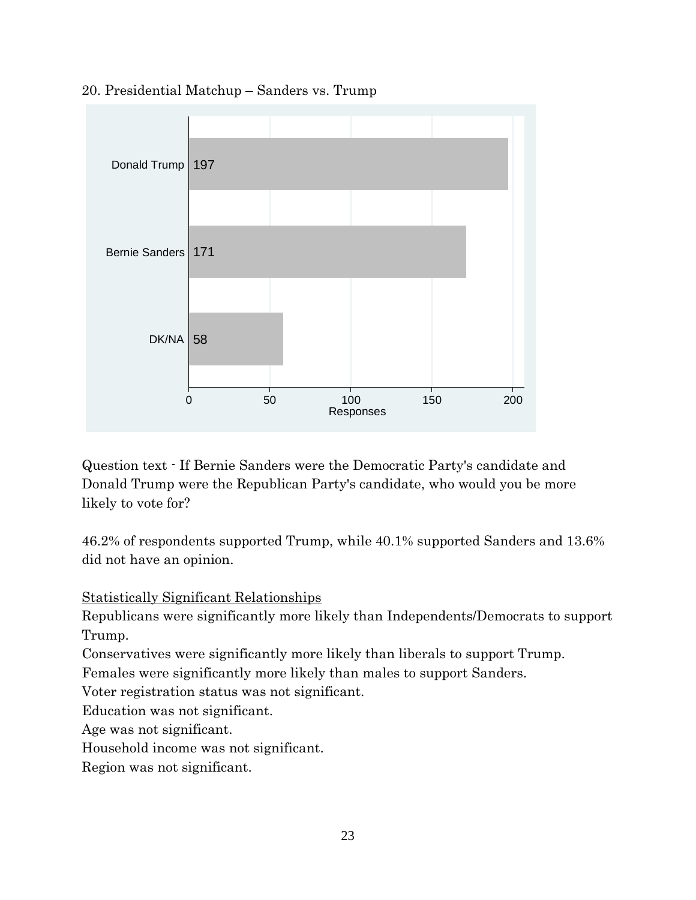20. Presidential Matchup – Sanders vs. Trump

| | Responses |
|---|---|
| Donald Trump | 197 |
| Bernie Sanders | 171 |
| DK/NA | 58 |

Question text - If Bernie Sanders were the Democratic Party's candidate and Donald Trump were the Republican Party's candidate, who would you be more likely to vote for?

46.2% of respondents supported Trump, while 40.1% supported Sanders and 13.6% did not have an opinion.

Statistically Significant Relationships

Republicans were significantly more likely than Independents/Democrats to support Trump.

Conservatives were significantly more likely than liberals to support Trump.

Females were significantly more likely than males to support Sanders.

Voter registration status was not significant.

Education was not significant.

Age was not significant.

Household income was not significant.

Region was not significant.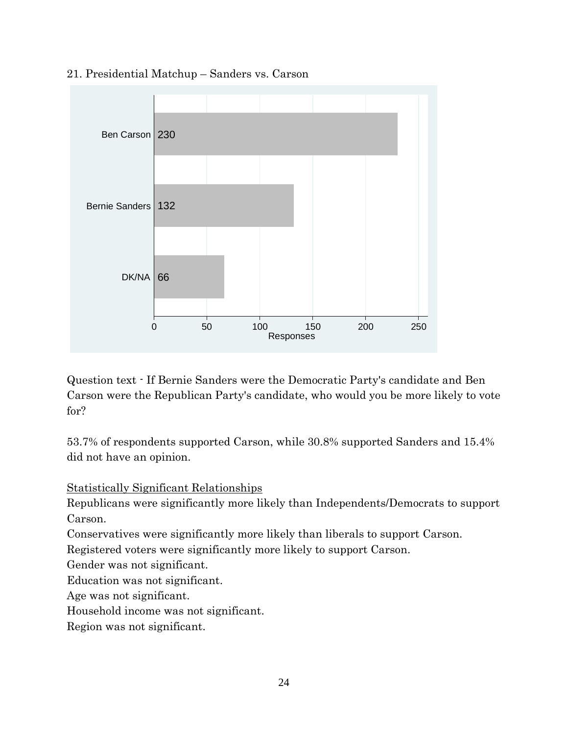21. Presidential Matchup – Sanders vs. Carson

| | Responses |
|---|---|
| Ben Carson | 230 |
| Bernie Sanders | 132 |
| DK/NA | 66 |

Question text - If Bernie Sanders were the Democratic Party's candidate and Ben Carson were the Republican Party's candidate, who would you be more likely to vote for?

53.7% of respondents supported Carson, while 30.8% supported Sanders and 15.4% did not have an opinion.

Statistically Significant Relationships

Republicans were significantly more likely than Independents/Democrats to support Carson.

Conservatives were significantly more likely than liberals to support Carson.

Registered voters were significantly more likely to support Carson.

Gender was not significant.

Education was not significant.

Age was not significant.

Household income was not significant.

Region was not significant.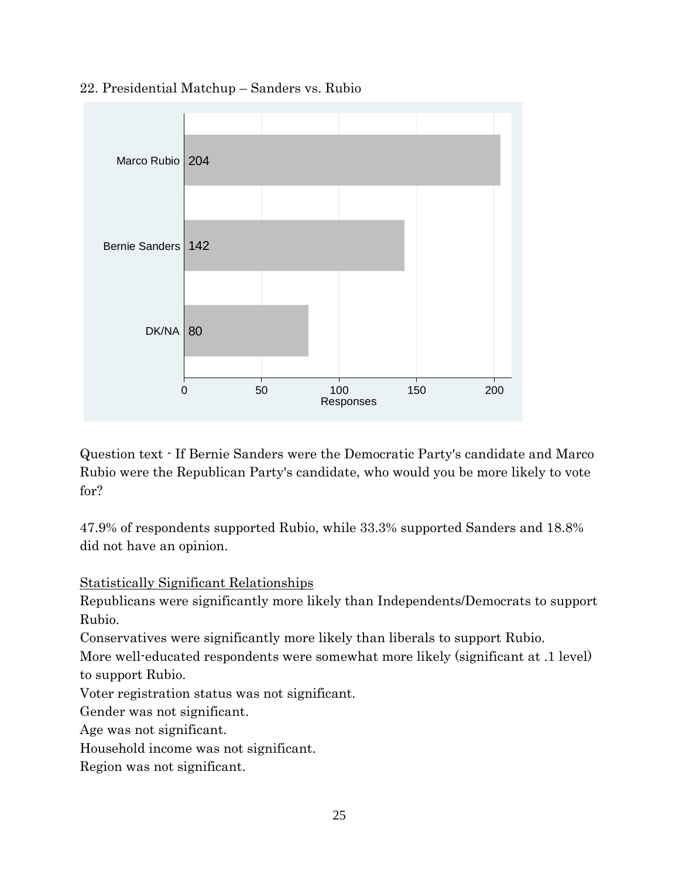22. Presidential Matchup – Sanders vs. Rubio

| Response | Responses |
| --- | --- |
| Marco Rubio | 204 |
| Bernie Sanders | 142 |
| DK/NA | 80 |

Question text - If Bernie Sanders were the Democratic Party's candidate and Marco Rubio were the Republican Party's candidate, who would you be more likely to vote for?

47.9% of respondents supported Rubio, while 33.3% supported Sanders and 18.8% did not have an opinion.

Statistically Significant Relationships

Republicans were significantly more likely than Independents/Democrats to support Rubio.

Conservatives were significantly more likely than liberals to support Rubio.

More well-educated respondents were somewhat more likely (significant at .1 level) to support Rubio.

Voter registration status was not significant.

Gender was not significant.

Age was not significant.

Household income was not significant.

Region was not significant.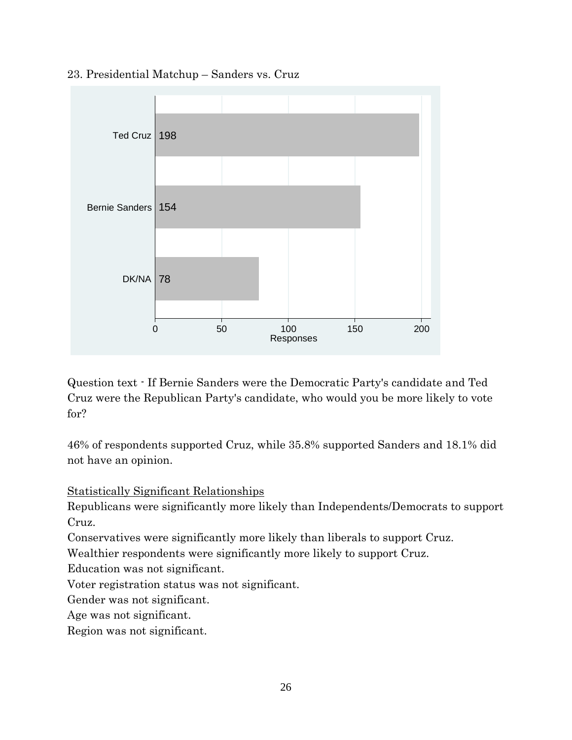23. Presidential Matchup – Sanders vs. Cruz

| Response | Responses |
| --- | --- |
| Ted Cruz | 198 |
| Bernie Sanders | 154 |
| DK/NA | 78 |

Question text - If Bernie Sanders were the Democratic Party's candidate and Ted Cruz were the Republican Party's candidate, who would you be more likely to vote for?

46% of respondents supported Cruz, while 35.8% supported Sanders and 18.1% did not have an opinion.

Statistically Significant Relationships

Republicans were significantly more likely than Independents/Democrats to support Cruz.

Conservatives were significantly more likely than liberals to support Cruz.

Wealthier respondents were significantly more likely to support Cruz.

Education was not significant.

Voter registration status was not significant.

Gender was not significant.

Age was not significant.

Region was not significant.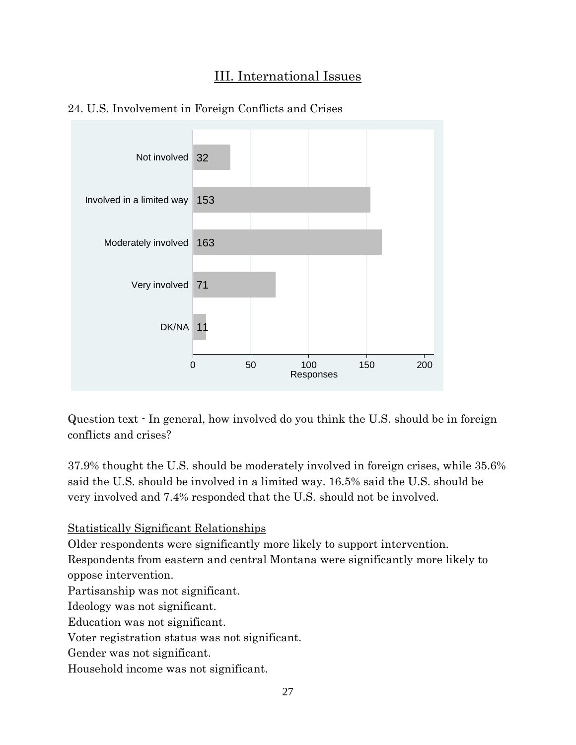# III. International Issues

24. U.S. Involvement in Foreign Conflicts and Crises

| Response | Responses |
|---|---|
| Not involved | 32 |
| Involved in a limited way | 153 |
| Moderately involved | 163 |
| Very involved | 71 |
| DK/NA | 11 |

Question text - In general, how involved do you think the U.S. should be in foreign conflicts and crises?

37.9% thought the U.S. should be moderately involved in foreign crises, while 35.6% said the U.S. should be involved in a limited way. 16.5% said the U.S. should be very involved and 7.4% responded that the U.S. should not be involved.

Statistically Significant Relationships

Older respondents were significantly more likely to support intervention.
Respondents from eastern and central Montana were significantly more likely to oppose intervention.
Partisanship was not significant.
Ideology was not significant.
Education was not significant.
Voter registration status was not significant.
Gender was not significant.
Household income was not significant.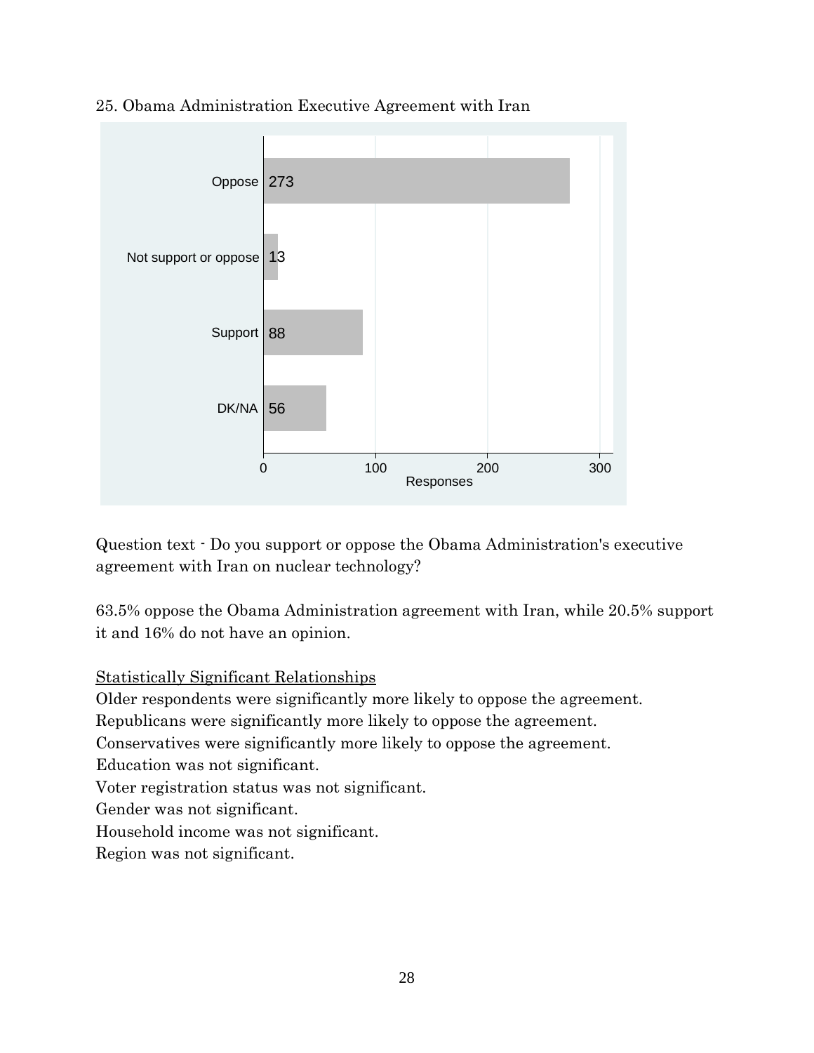25. Obama Administration Executive Agreement with Iran

| Response | Responses |
| --- | --- |
| Oppose | 273 |
| Not support or oppose | 13 |
| Support | 88 |
| DK/NA | 56 |

Question text - Do you support or oppose the Obama Administration's executive agreement with Iran on nuclear technology?

63.5% oppose the Obama Administration agreement with Iran, while 20.5% support it and 16% do not have an opinion.

<u>Statistically Significant Relationships</u>

Older respondents were significantly more likely to oppose the agreement.  
Republicans were significantly more likely to oppose the agreement.  
Conservatives were significantly more likely to oppose the agreement.  
Education was not significant.  
Voter registration status was not significant.  
Gender was not significant.  
Household income was not significant.  
Region was not significant.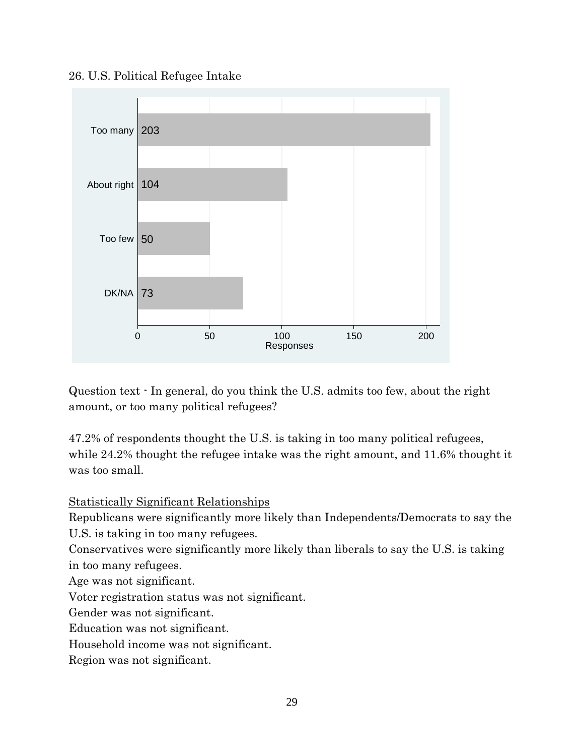26. U.S. Political Refugee Intake

Too many 203

About right 104

Too few 50

DK/NA 73

0
50
100
150
200

Responses

Question text - In general, do you think the U.S. admits too few, about the right amount, or too many political refugees?

47.2% of respondents thought the U.S. is taking in too many political refugees, while 24.2% thought the refugee intake was the right amount, and 11.6% thought it was too small.

Statistically Significant Relationships

Republicans were significantly more likely than Independents/Democrats to say the U.S. is taking in too many refugees.

Conservatives were significantly more likely than liberals to say the U.S. is taking in too many refugees.

Age was not significant.

Voter registration status was not significant.

Gender was not significant.

Education was not significant.

Household income was not significant.

Region was not significant.